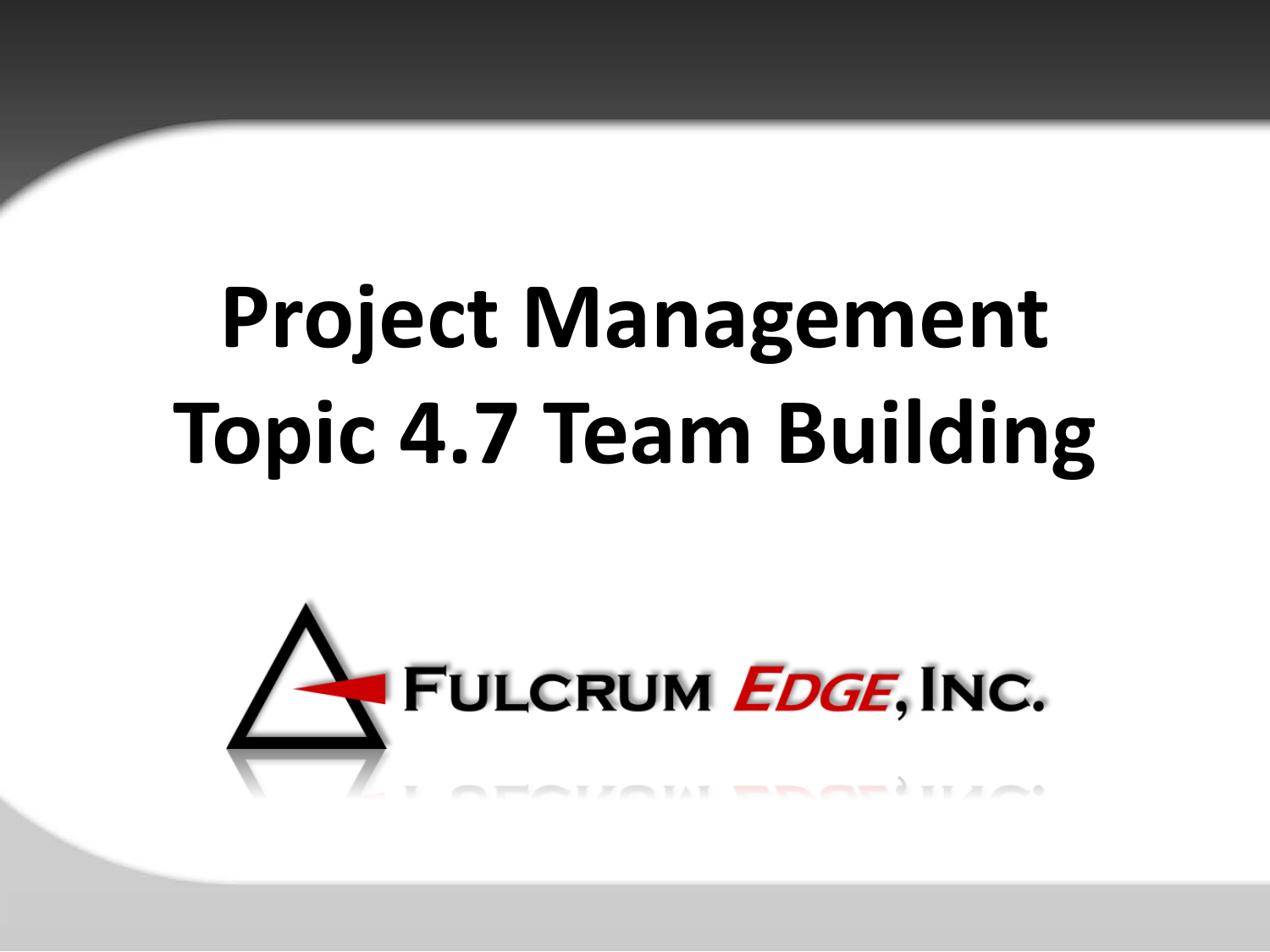# Project Management
# Topic 4.7 Team Building

FULCRUM *EDGE*, INC.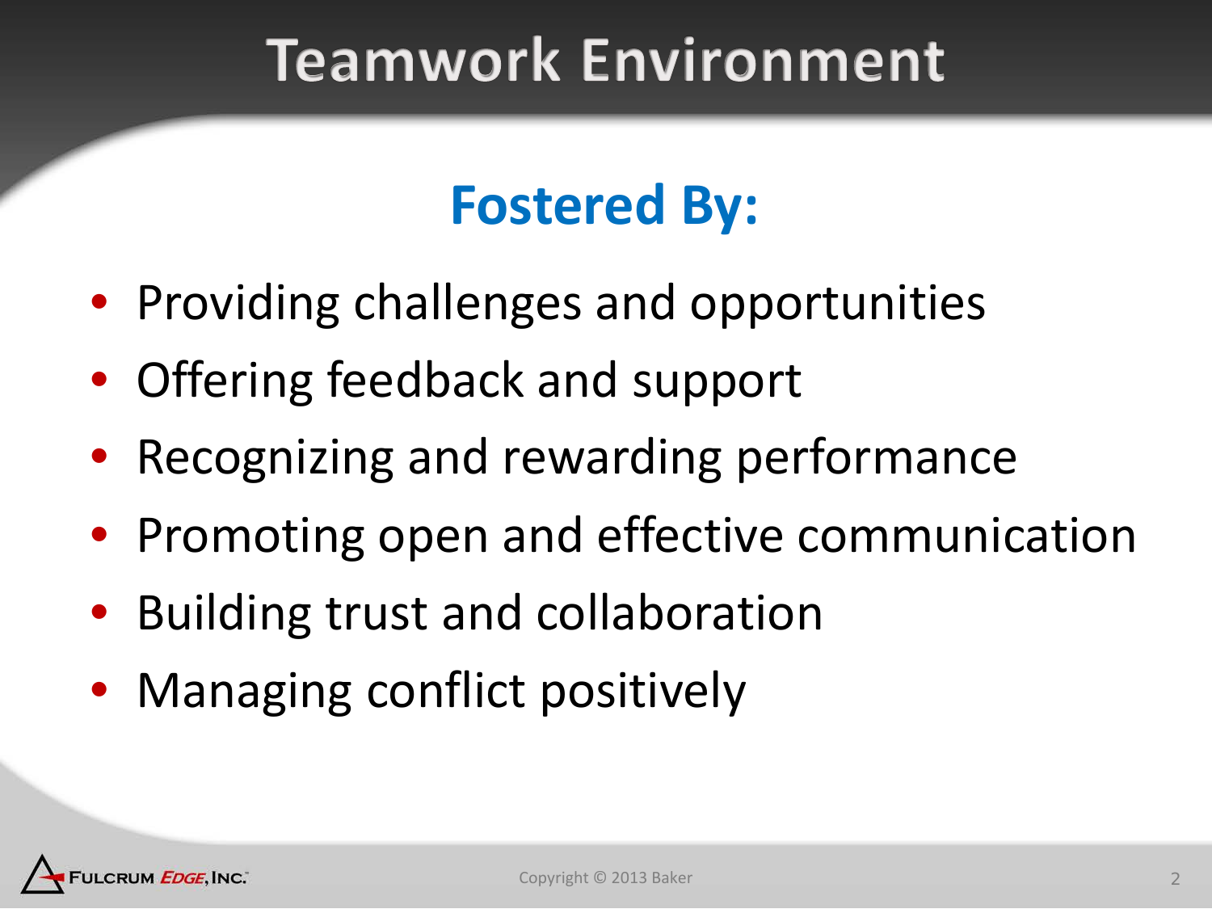# Teamwork Environment

## Fostered By:

- Providing challenges and opportunities
- Offering feedback and support
- Recognizing and rewarding performance
- Promoting open and effective communication
- Building trust and collaboration
- Managing conflict positively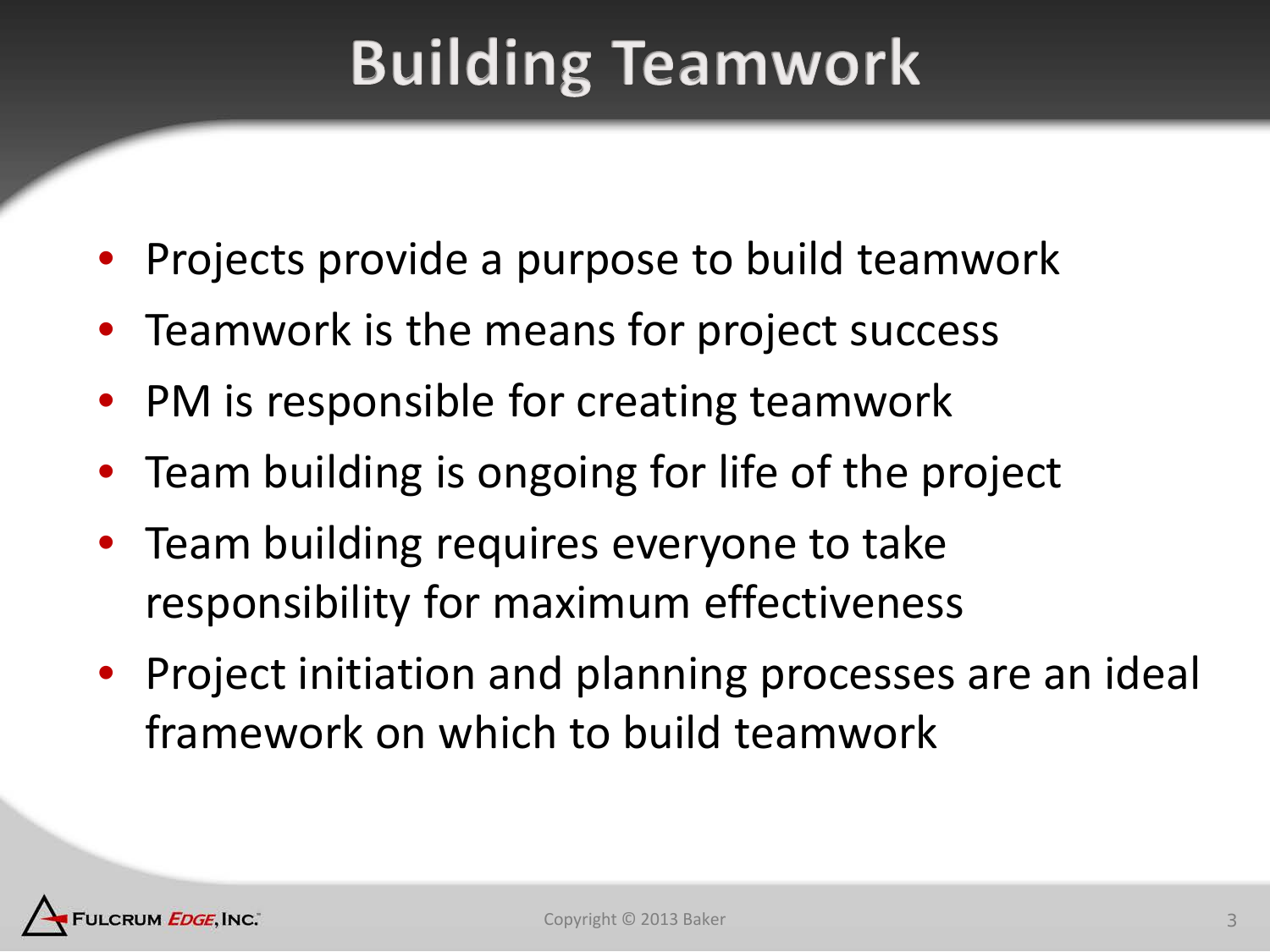# Building Teamwork

- Projects provide a purpose to build teamwork
- Teamwork is the means for project success
- PM is responsible for creating teamwork
- Team building is ongoing for life of the project
- Team building requires everyone to take responsibility for maximum effectiveness
- Project initiation and planning processes are an ideal framework on which to build teamwork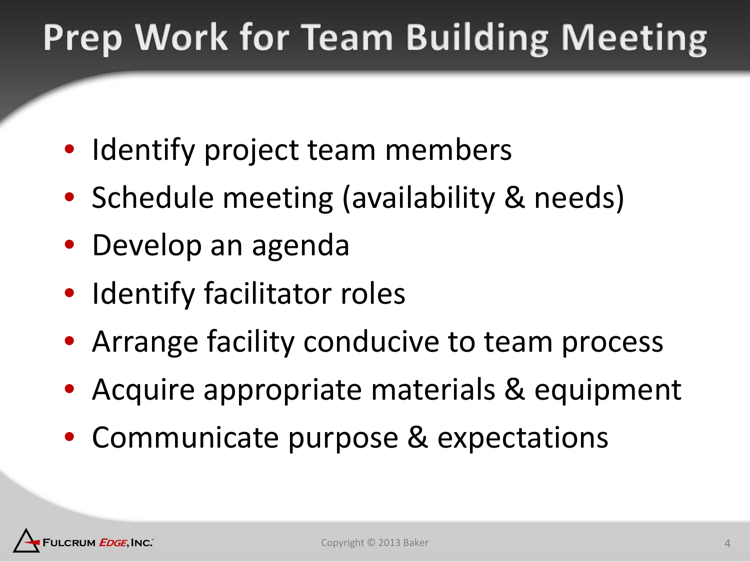# Prep Work for Team Building Meeting

- Identify project team members
- Schedule meeting (availability & needs)
- Develop an agenda
- Identify facilitator roles
- Arrange facility conducive to team process
- Acquire appropriate materials & equipment
- Communicate purpose & expectations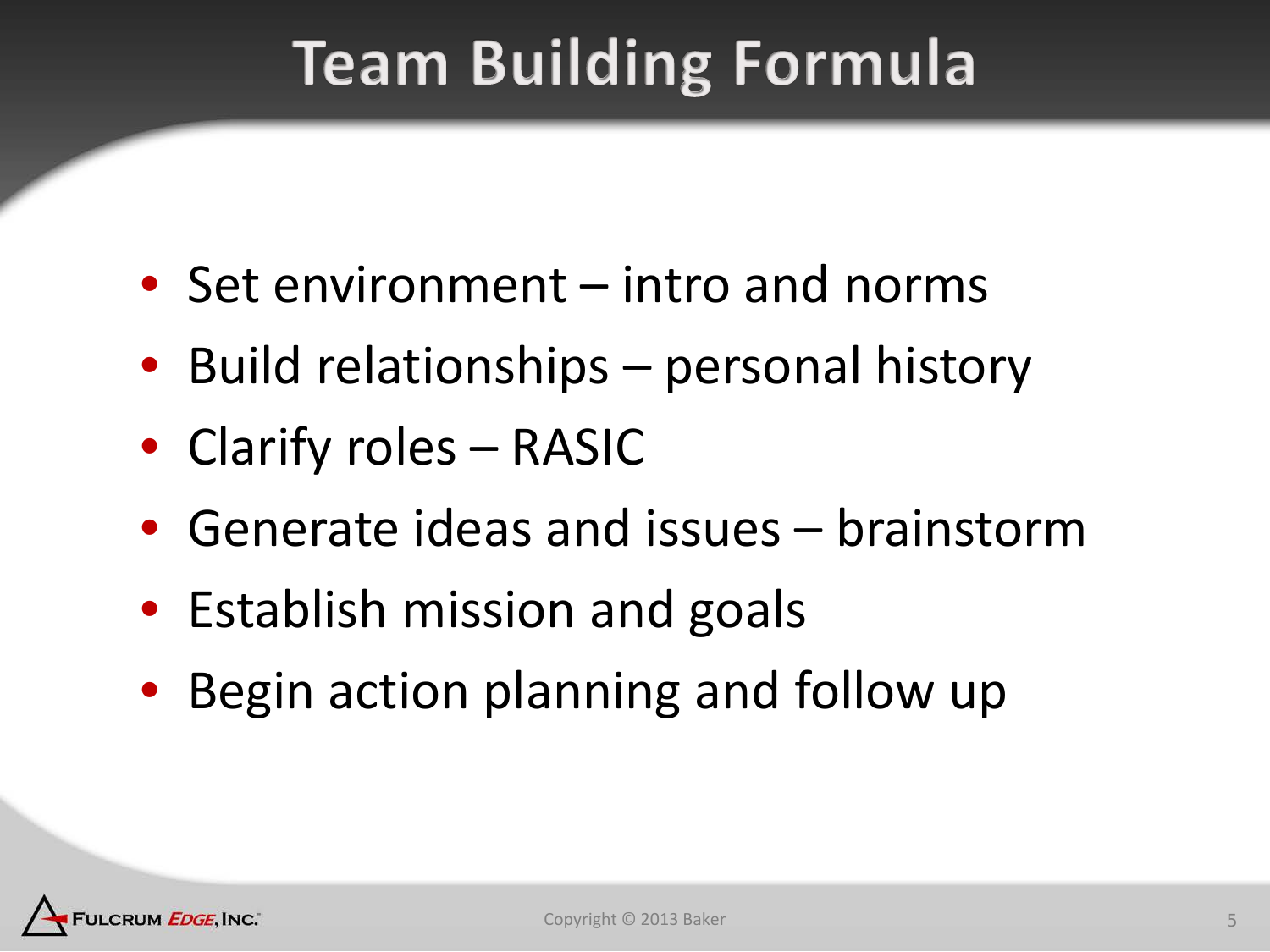# Team Building Formula

- Set environment – intro and norms
- Build relationships – personal history
- Clarify roles – RASIC
- Generate ideas and issues – brainstorm
- Establish mission and goals
- Begin action planning and follow up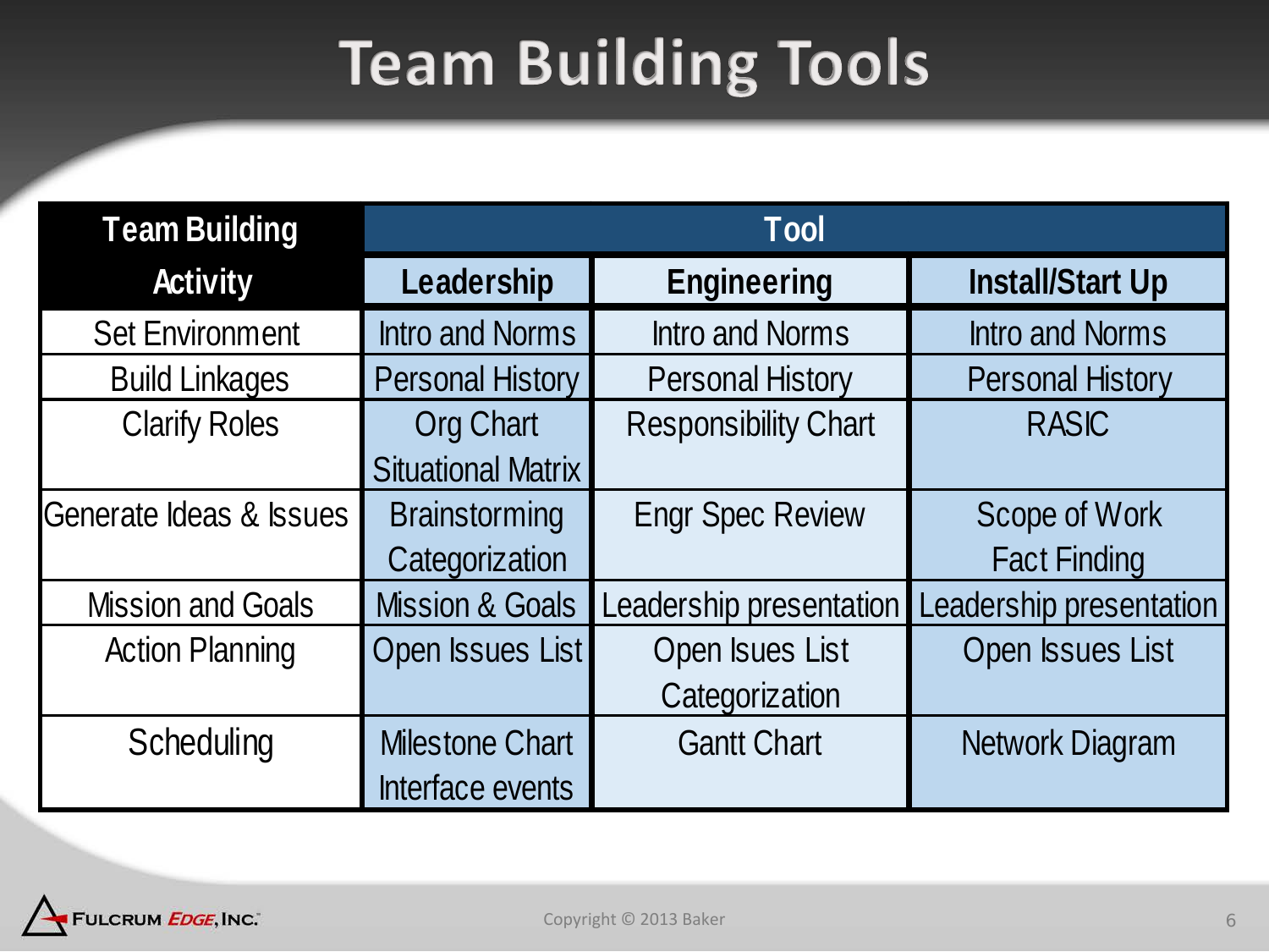# Team Building Tools

| Team Building Activity | Tool | | |
|---|---|---|---|
| | **Leadership** | **Engineering** | **Install/Start Up** |
| Set Environment | Intro and Norms | Intro and Norms | Intro and Norms |
| Build Linkages | Personal History | Personal History | Personal History |
| Clarify Roles | Org Chart<br>Situational Matrix | Responsibility Chart | RASIC |
| Generate Ideas & Issues | Brainstorming<br>Categorization | Engr Spec Review | Scope of Work<br>Fact Finding |
| Mission and Goals | Mission & Goals | Leadership presentation | Leadership presentation |
| Action Planning | Open Issues List | Open Isues List<br>Categorization | Open Issues List |
| Scheduling | Milestone Chart<br>Interface events | Gantt Chart | Network Diagram |

FULCRUM *EDGE*, INC.

Copyright © 2013 Baker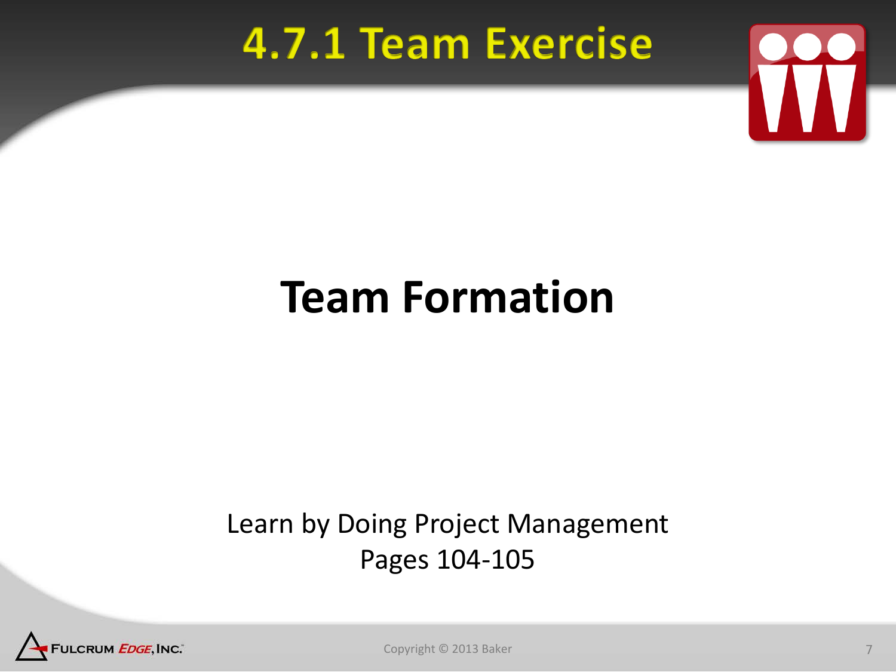# 4.7.1 Team Exercise

## Team Formation

Learn by Doing Project Management
Pages 104-105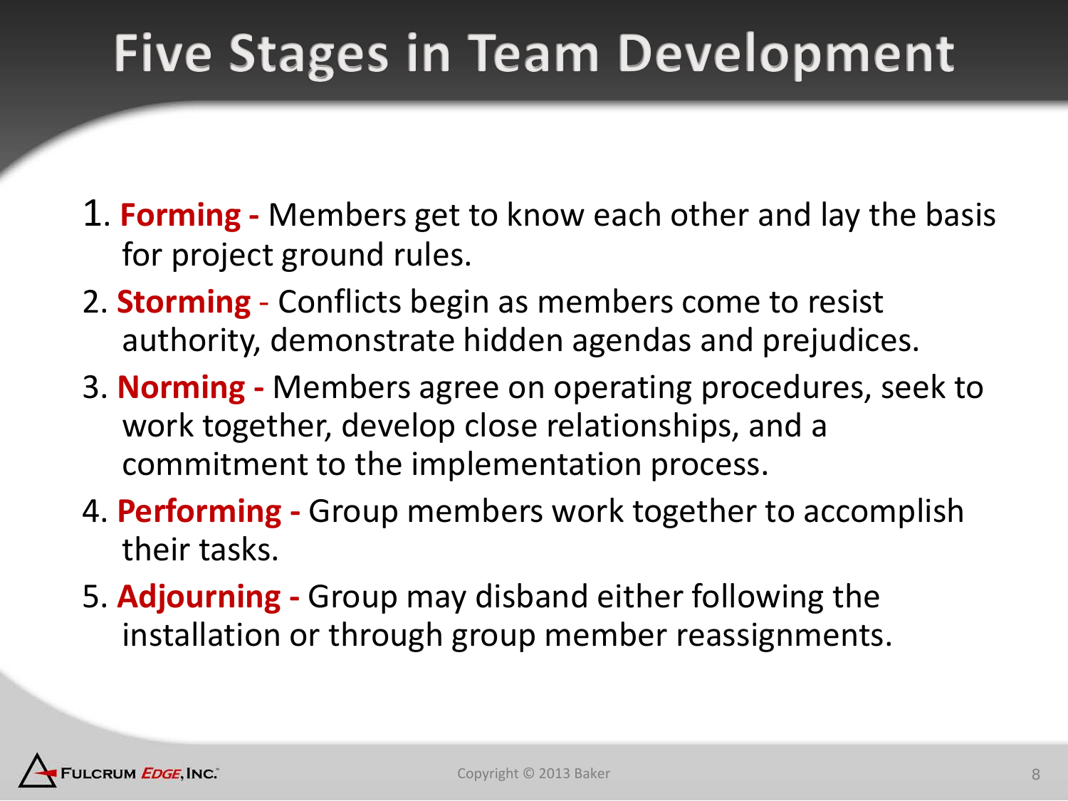# Five Stages in Team Development

1. **Forming -** Members get to know each other and lay the basis for project ground rules.
2. **Storming** - Conflicts begin as members come to resist authority, demonstrate hidden agendas and prejudices.
3. **Norming -** Members agree on operating procedures, seek to work together, develop close relationships, and a commitment to the implementation process.
4. **Performing -** Group members work together to accomplish their tasks.
5. **Adjourning -** Group may disband either following the installation or through group member reassignments.

Fulcrum *Edge*, Inc.

Copyright © 2013 Baker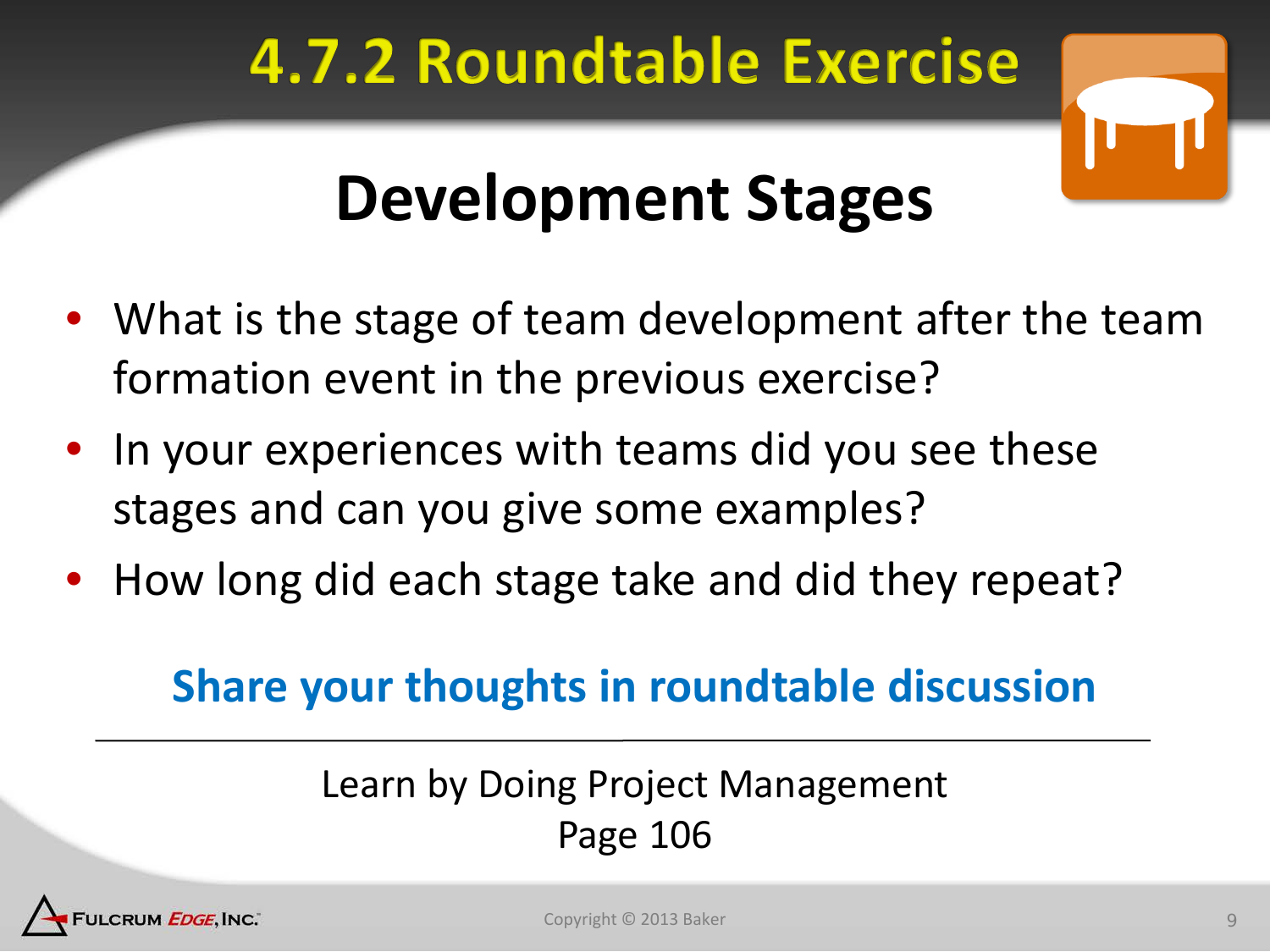# 4.7.2 Roundtable Exercise

## Development Stages

- What is the stage of team development after the team formation event in the previous exercise?
- In your experiences with teams did you see these stages and can you give some examples?
- How long did each stage take and did they repeat?

**Share your thoughts in roundtable discussion**

---

Learn by Doing Project Management
Page 106